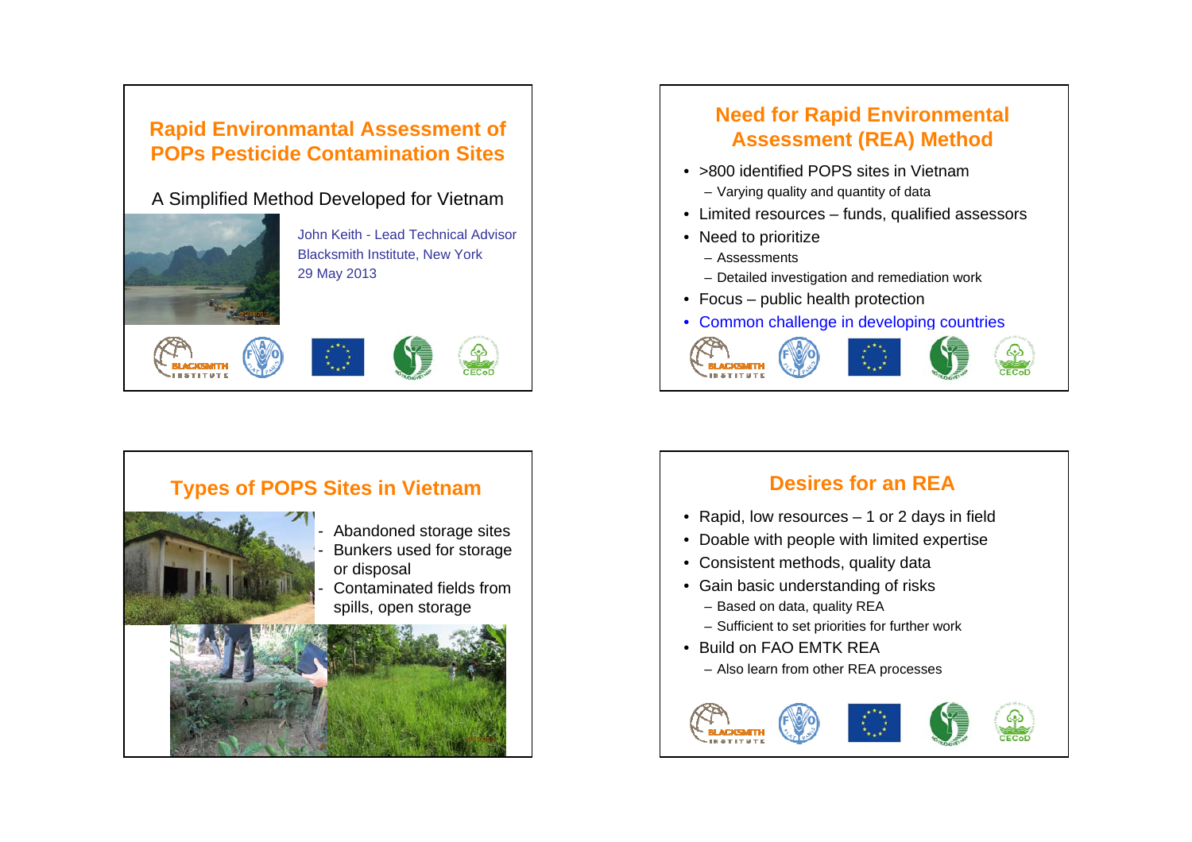## Rapid Environmantal Assessment of POPs Pesticide Contamination Sites

A Simplified Method Developed for Vietnam

John Keith - Lead Technical Advisor
Blacksmith Institute, New York
29 May 2013

## Need for Rapid Environmental Assessment (REA) Method

- >800 identified POPS sites in Vietnam
  - Varying quality and quantity of data
- Limited resources – funds, qualified assessors
- Need to prioritize
  - Assessments
  - Detailed investigation and remediation work
- Focus – public health protection
- Common challenge in developing countries

## Types of POPS Sites in Vietnam

- Abandoned storage sites
- Bunkers used for storage or disposal
- Contaminated fields from spills, open storage

## Desires for an REA

- Rapid, low resources – 1 or 2 days in field
- Doable with people with limited expertise
- Consistent methods, quality data
- Gain basic understanding of risks
  - Based on data, quality REA
  - Sufficient to set priorities for further work
- Build on FAO EMTK REA
  - Also learn from other REA processes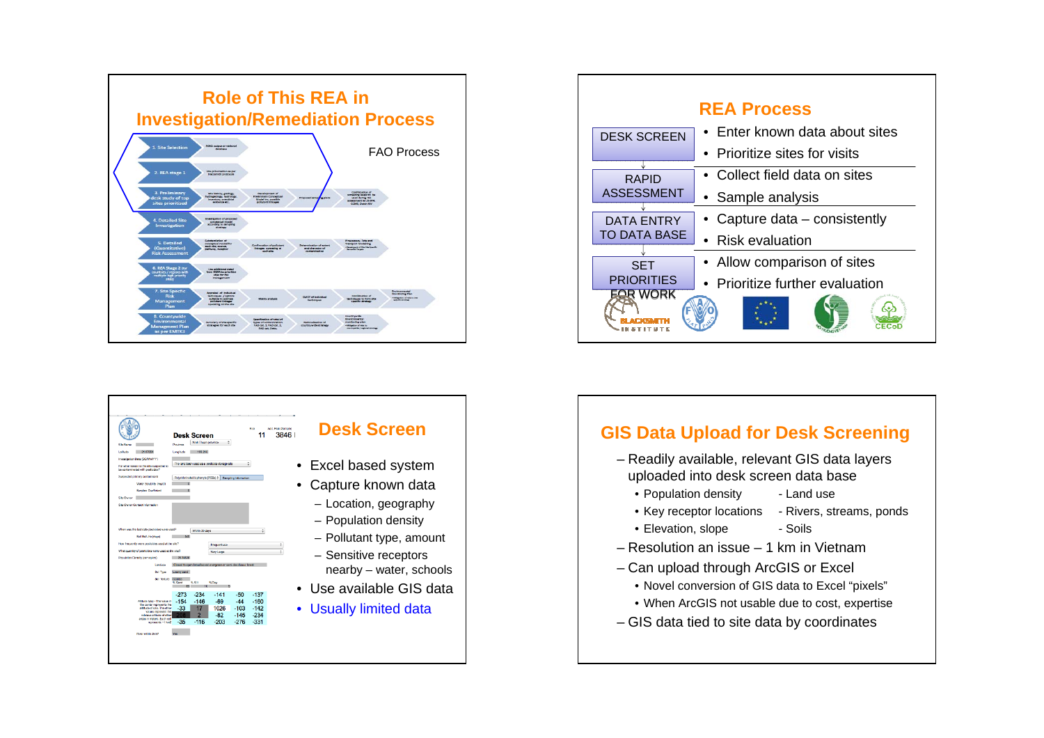## Role of This REA in Investigation/Remediation Process

FAO Process

1. Site Selection
2. REA stage 1
3. Preliminary desk study of top sites prioritised
4. Detailed Site Investigation
5. Detailed (Quantitative) Risk Assessment
6. REA Stage 2 for countries / regions with multiple high priority sites
7. Site Specific Risk Management Plan
8. Countywide Environmental Management Plan as per EMTK3

## REA Process

| | |
|---|---|
| DESK SCREEN | • Enter known data about sites<br>• Prioritize sites for visits |
| RAPID ASSESSMENT | • Collect field data on sites<br>• Sample analysis |
| DATA ENTRY TO DATA BASE | • Capture data – consistently<br>• Risk evaluation |
| SET PRIORITIES FOR WORK | • Allow comparison of sites<br>• Prioritize further evaluation |

BLACKSMITH INSTITUTE · FAO · CECoD

## Desk Screen

- Excel based system
- Capture known data
  - Location, geography
  - Population density
  - Pollutant type, amount
  - Sensitive receptors nearby – water, schools
- Use available GIS data
- Usually limited data

## GIS Data Upload for Desk Screening

- Readily available, relevant GIS data layers uploaded into desk screen data base
  - Population density
  - Key receptor locations
  - Elevation, slope
  - Land use
  - Rivers, streams, ponds
  - Soils
- Resolution an issue – 1 km in Vietnam
- Can upload through ArcGIS or Excel
  - Novel conversion of GIS data to Excel "pixels"
  - When ArcGIS not usable due to cost, expertise
- GIS data tied to site data by coordinates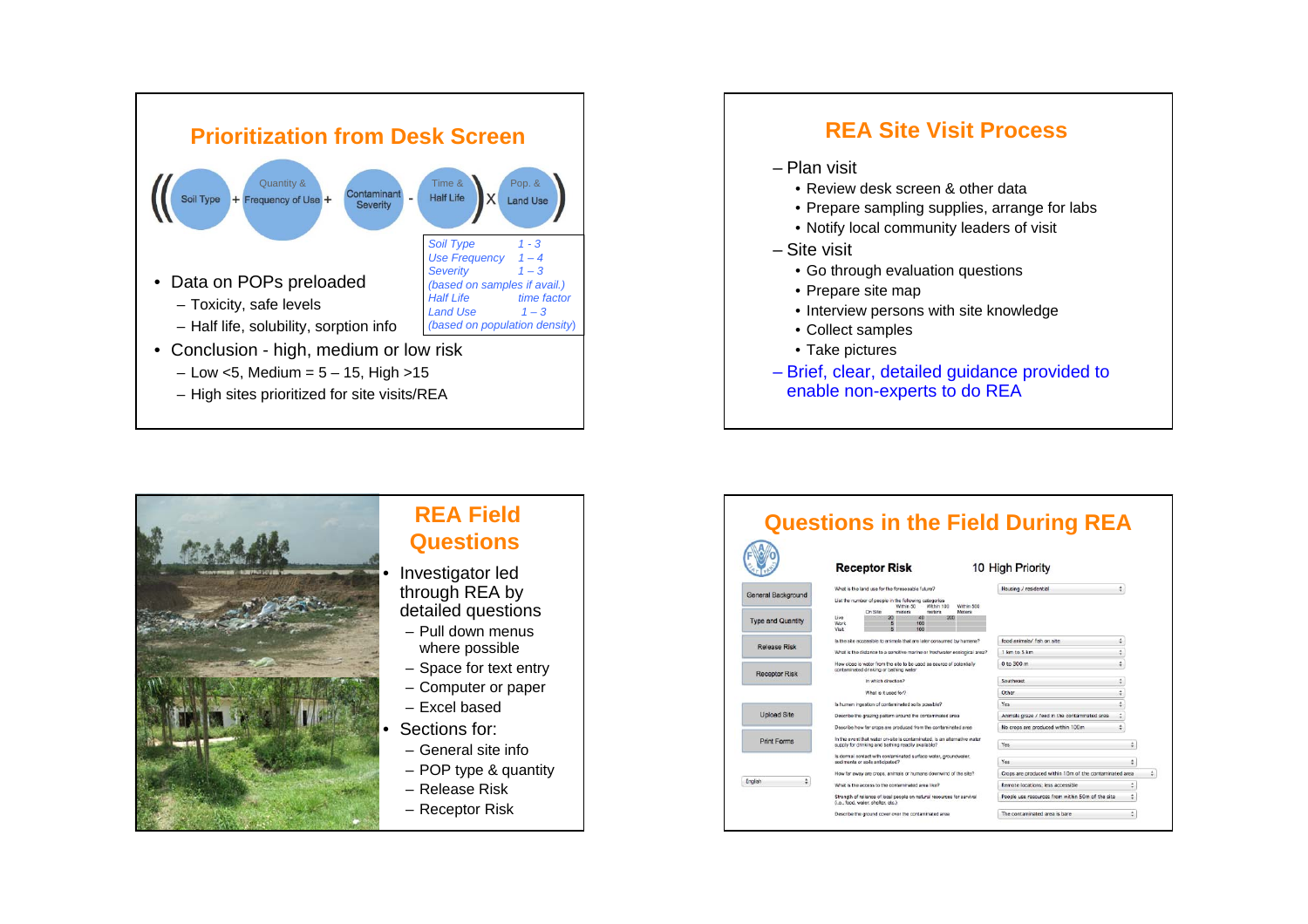## Prioritization from Desk Screen

$((\text{Soil Type} + \text{Quantity \& Frequency of Use} + \text{Contaminant Severity}) - \text{Time \& Half Life}) \times (\text{Pop. \& Land Use})$

| | |
|---|---|
| *Soil Type* | *1 - 3* |
| *Use Frequency* | *1 – 4* |
| *Severity* | *1 – 3* |
| *(based on samples if avail.)* | |
| *Half Life* | *time factor* |
| *Land Use* | *1 – 3* |
| *(based on population density)* | |

- Data on POPs preloaded
  - Toxicity, safe levels
  - Half life, solubility, sorption info
- Conclusion - high, medium or low risk
  - Low <5, Medium = 5 – 15, High >15
  - High sites prioritized for site visits/REA

## REA Site Visit Process

- Plan visit
  - Review desk screen & other data
  - Prepare sampling supplies, arrange for labs
  - Notify local community leaders of visit
- Site visit
  - Go through evaluation questions
  - Prepare site map
  - Interview persons with site knowledge
  - Collect samples
  - Take pictures
- Brief, clear, detailed guidance provided to enable non-experts to do REA

## REA Field Questions

- Investigator led through REA by detailed questions
  - Pull down menus where possible
  - Space for text entry
  - Computer or paper
  - Excel based
- Sections for:
  - General site info
  - POP type & quantity
  - Release Risk
  - Receptor Risk

## Questions in the Field During REA

**Receptor Risk** 10 High Priority

General Background | Type and Quantity | Release Risk | Receptor Risk | Upload Site | Print Forms | English

| Question | Answer |
|---|---|
| What is the land use for the foreseeable future? | Housing / residential |
| List the number of people in the following categories (On Site / Within 50 meters / Within 100 meters / Within 500 Meters): Live 20, 40, 200; Work 5, 100; Visit 5, 100 | |
| Is the site accessible to animals that are later consumed by humans? | food animals/ fish on site |
| What is the distance to a sensitive marine or freshwater ecological area? | 1 km to 5 km |
| How close is water from the site to be used as source of potentially contaminated drinking or bathing water | 0 to 200 m |
| In which direction? | Southeast |
| What is it used for? | Other |
| Is human ingestion of contaminated soils possible? | Yes |
| Describe the grazing pattern around the contaminated area | Animals graze / feed in the contaminated area |
| Describe how far crops are produced from the contaminated area | No crops are produced within 100m |
| In the event that water on-site is contaminated, is an alternative water supply for drinking and bathing readily available? | Yes |
| Is dermal contact with contaminated surface water, groundwater, sediments or soils anticipated? | Yes |
| How far away are crops, animals or humans downwind of the site? | Crops are produced within 10m of the contaminated area |
| What is the access to the contaminated area like? | Remote locations, less accessible |
| Strength of reliance of local people on natural resources for survival (i.e., food, water, shelter, etc.) | People use resources from within 50m of the site |
| Describe the ground cover over the contaminated area | The contaminated area is bare |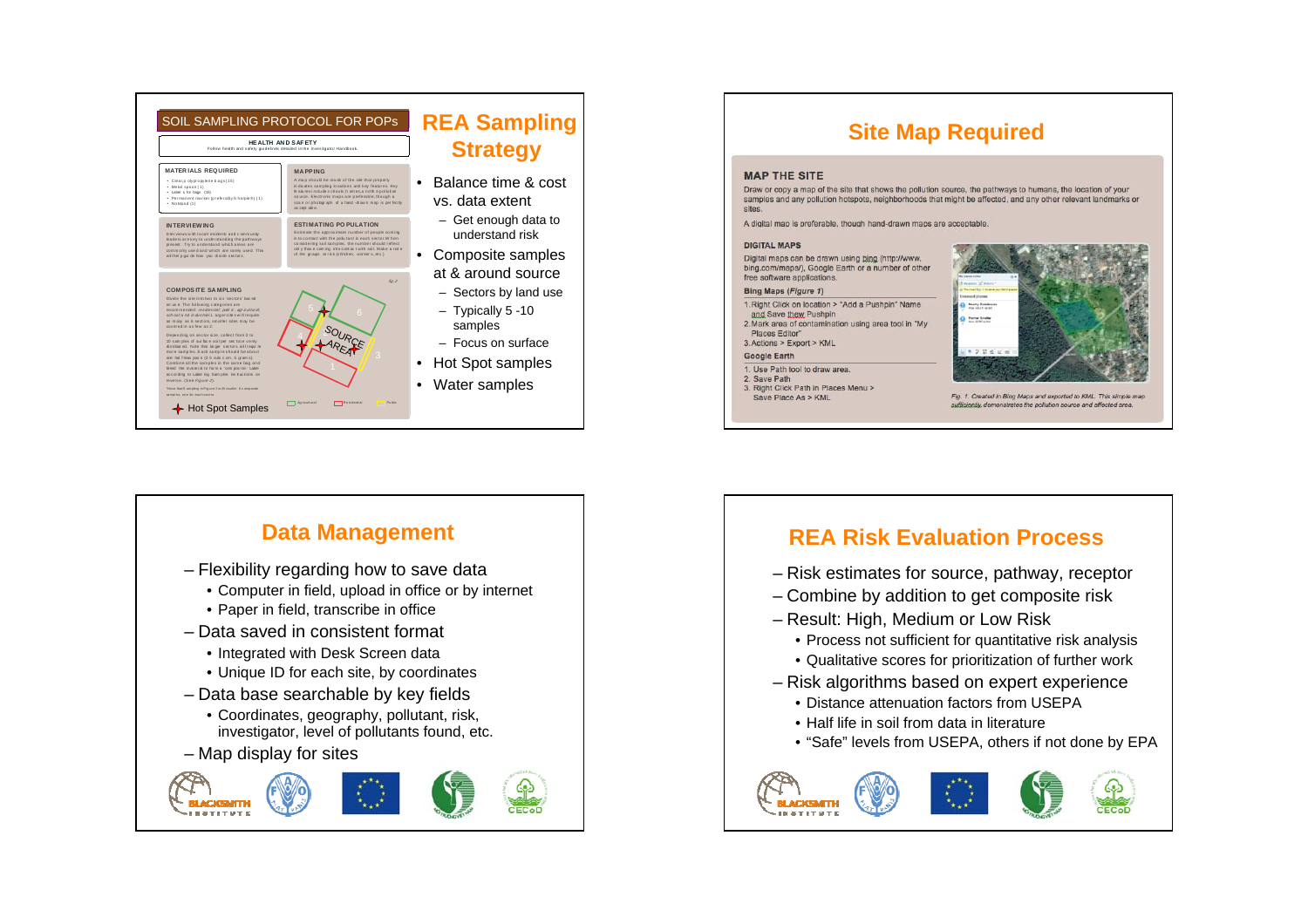## REA Sampling Strategy

SOIL SAMPLING PROTOCOL FOR POPs

HEALTH AND SAFETY
Follow health and safety guidelines detailed in the Investigator Handbook.

MATERIALS REQUIRED

MAPPING

INTERVIEWING

ESTIMATING POPULATION

COMPOSITE SAMPLING

Hot Spot Samples

- Balance time & cost vs. data extent
  - Get enough data to understand risk
- Composite samples at & around source
  - Sectors by land use
  - Typically 5 -10 samples
  - Focus on surface
- Hot Spot samples
- Water samples

## Site Map Required

**MAP THE SITE**

Draw or copy a map of the site that shows the pollution source, the pathways to humans, the location of your samples and any pollution hotspots, neighborhoods that might be affected, and any other relevant landmarks or sites.

A digital map is preferable, though hand-drawn maps are acceptable.

**DIGITAL MAPS**

Digital maps can be drawn using bing (http://www.bing.com/maps/), Google Earth or a number of other free software applications.

**Bing Maps (*Figure 1*)**

1. Right Click on location > "Add a Pushpin" Name and Save them Pushpin
2. Mark area of contamination using area tool in "My Places Editor"
3. Actions > Export > KML

**Google Earth**

1. Use Path tool to draw area.
2. Save Path
3. Right Click Path in Places Menu > Save Place As > KML

*Fig. 1. Created in Bing Maps and exported to KML. This simple map sufficiently demonstrates the pollution source and affected area.*

## Data Management

- Flexibility regarding how to save data
  - Computer in field, upload in office or by internet
  - Paper in field, transcribe in office
- Data saved in consistent format
  - Integrated with Desk Screen data
  - Unique ID for each site, by coordinates
- Data base searchable by key fields
  - Coordinates, geography, pollutant, risk, investigator, level of pollutants found, etc.
- Map display for sites

## REA Risk Evaluation Process

- Risk estimates for source, pathway, receptor
- Combine by addition to get composite risk
- Result: High, Medium or Low Risk
  - Process not sufficient for quantitative risk analysis
  - Qualitative scores for prioritization of further work
- Risk algorithms based on expert experience
  - Distance attenuation factors from USEPA
  - Half life in soil from data in literature
  - "Safe" levels from USEPA, others if not done by EPA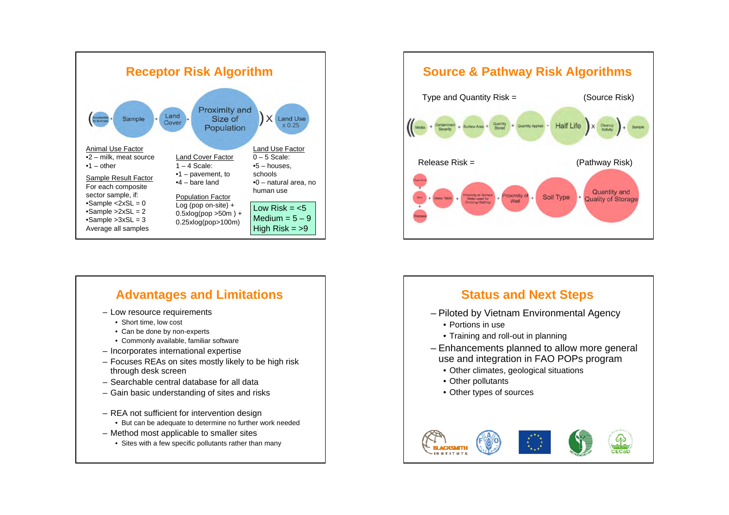## Receptor Risk Algorithm

( Accessible to Animals + Sample + Land Cover + Proximity and Size of Population ) X Land Use x 0.25

Animal Use Factor
- •2 – milk, meat source
- •1 – other

Sample Result Factor
For each composite sector sample, if:
- •Sample <2xSL = 0
- •Sample >2xSL = 2
- •Sample >3xSL = 3

Average all samples

Land Cover Factor
1 – 4 Scale:
- •1 – pavement, to
- •4 – bare land

Population Factor
Log (pop on-site) + 0.5xlog(pop >50m ) + 0.25xlog(pop>100m)

Land Use Factor
0 – 5 Scale:
- •5 – houses, schools
- •0 – natural area, no human use

Low Risk = <5
Medium = 5 – 9
High Risk = >9

## Source & Pathway Risk Algorithms

Type and Quantity Risk = (Source Risk)

(( Media + Contaminant Severity + Surface Area + Quantity Stored + Quantity Applied + Half Life ) x Cleanup Activity ) + Sample

Release Risk = (Pathway Risk)

Flood Zone + Wind + Release + Water Table + Proximity to Surface Water used for Drinking/ Bathing + Proximity of Well + Soil Type + Quantity and Quality of Storage

## Advantages and Limitations

- Low resource requirements
  - Short time, low cost
  - Can be done by non-experts
  - Commonly available, familiar software
- Incorporates international expertise
- Focuses REAs on sites mostly likely to be high risk through desk screen
- Searchable central database for all data
- Gain basic understanding of sites and risks

- REA not sufficient for intervention design
  - But can be adequate to determine no further work needed
- Method most applicable to smaller sites
  - Sites with a few specific pollutants rather than many

## Status and Next Steps

- Piloted by Vietnam Environmental Agency
  - Portions in use
  - Training and roll-out in planning
- Enhancements planned to allow more general use and integration in FAO POPs program
  - Other climates, geological situations
  - Other pollutants
  - Other types of sources

BLACKSMITH INSTITUTE · FAO · CECoD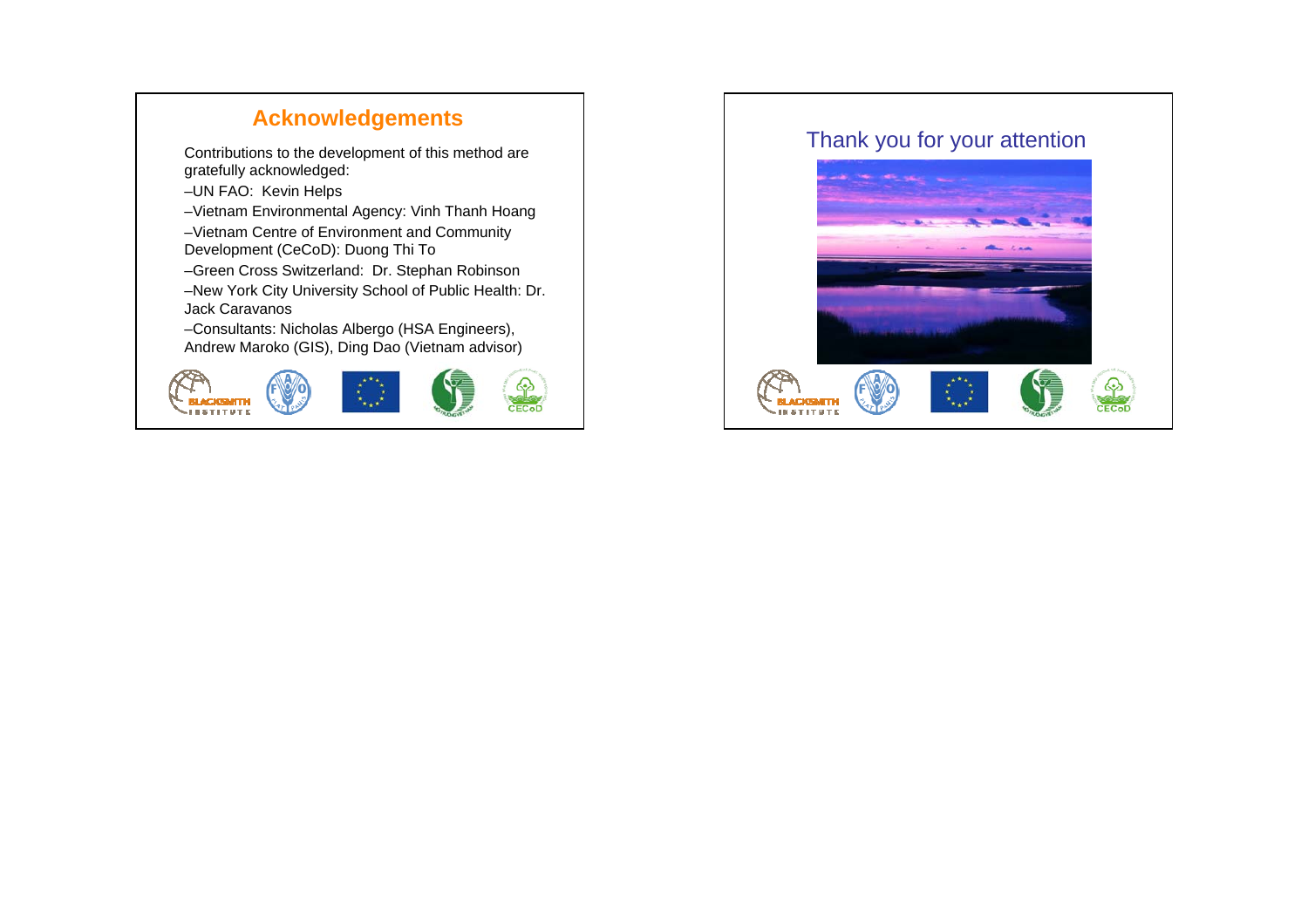## Acknowledgements

Contributions to the development of this method are gratefully acknowledged:

–UN FAO: Kevin Helps

–Vietnam Environmental Agency: Vinh Thanh Hoang

–Vietnam Centre of Environment and Community Development (CeCoD): Duong Thi To

–Green Cross Switzerland: Dr. Stephan Robinson

–New York City University School of Public Health: Dr. Jack Caravanos

–Consultants: Nicholas Albergo (HSA Engineers), Andrew Maroko (GIS), Ding Dao (Vietnam advisor)

## Thank you for your attention